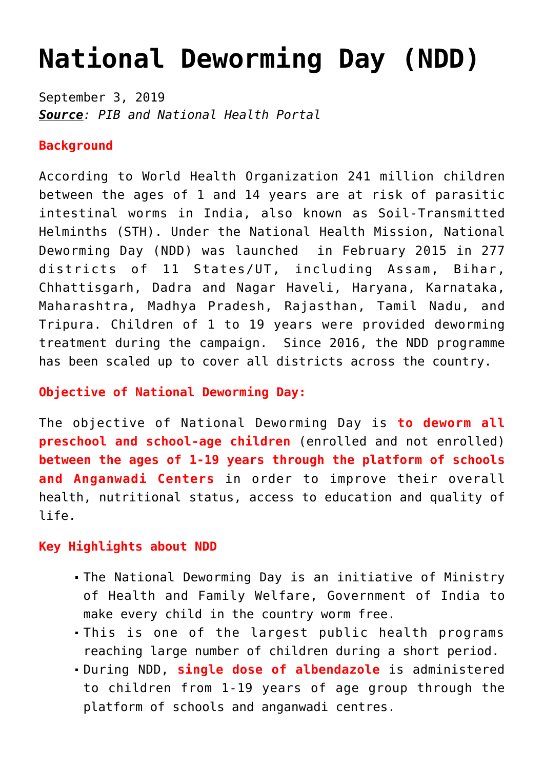# National Deworming Day (NDD)

September 3, 2019
***Source**: PIB and National Health Portal*

**Background**

According to World Health Organization 241 million children between the ages of 1 and 14 years are at risk of parasitic intestinal worms in India, also known as Soil-Transmitted Helminths (STH). Under the National Health Mission, National Deworming Day (NDD) was launched in February 2015 in 277 districts of 11 States/UT, including Assam, Bihar, Chhattisgarh, Dadra and Nagar Haveli, Haryana, Karnataka, Maharashtra, Madhya Pradesh, Rajasthan, Tamil Nadu, and Tripura. Children of 1 to 19 years were provided deworming treatment during the campaign. Since 2016, the NDD programme has been scaled up to cover all districts across the country.

**Objective of National Deworming Day:**

The objective of National Deworming Day is **to deworm all preschool and school-age children** (enrolled and not enrolled) **between the ages of 1-19 years through the platform of schools and Anganwadi Centers** in order to improve their overall health, nutritional status, access to education and quality of life.

**Key Highlights about NDD**

- The National Deworming Day is an initiative of Ministry of Health and Family Welfare, Government of India to make every child in the country worm free.
- This is one of the largest public health programs reaching large number of children during a short period.
- During NDD, **single dose of albendazole** is administered to children from 1-19 years of age group through the platform of schools and anganwadi centres.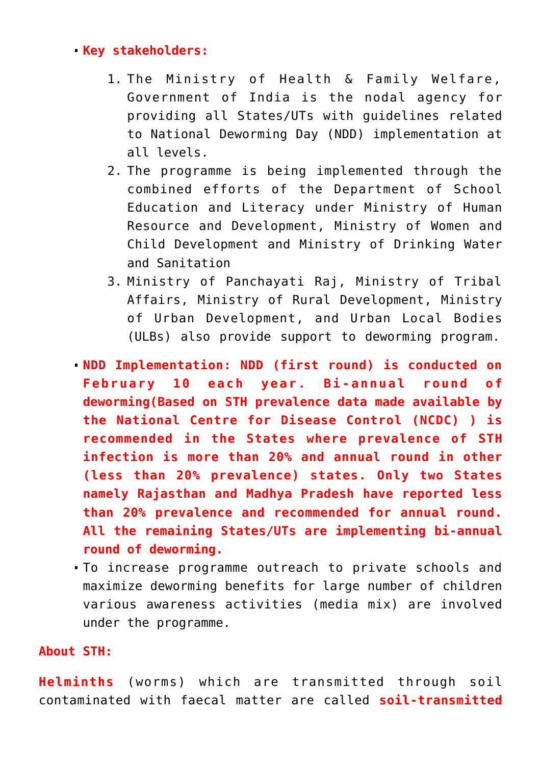- **Key stakeholders:**
    1. The Ministry of Health & Family Welfare, Government of India is the nodal agency for providing all States/UTs with guidelines related to National Deworming Day (NDD) implementation at all levels.
    2. The programme is being implemented through the combined efforts of the Department of School Education and Literacy under Ministry of Human Resource and Development, Ministry of Women and Child Development and Ministry of Drinking Water and Sanitation
    3. Ministry of Panchayati Raj, Ministry of Tribal Affairs, Ministry of Rural Development, Ministry of Urban Development, and Urban Local Bodies (ULBs) also provide support to deworming program.
- **NDD Implementation: NDD (first round) is conducted on February 10 each year. Bi-annual round of deworming(Based on STH prevalence data made available by the National Centre for Disease Control (NCDC) ) is recommended in the States where prevalence of STH infection is more than 20% and annual round in other (less than 20% prevalence) states. Only two States namely Rajasthan and Madhya Pradesh have reported less than 20% prevalence and recommended for annual round. All the remaining States/UTs are implementing bi-annual round of deworming.**
- To increase programme outreach to private schools and maximize deworming benefits for large number of children various awareness activities (media mix) are involved under the programme.

**About STH:**

**Helminths** (worms) which are transmitted through soil contaminated with faecal matter are called **soil-transmitted**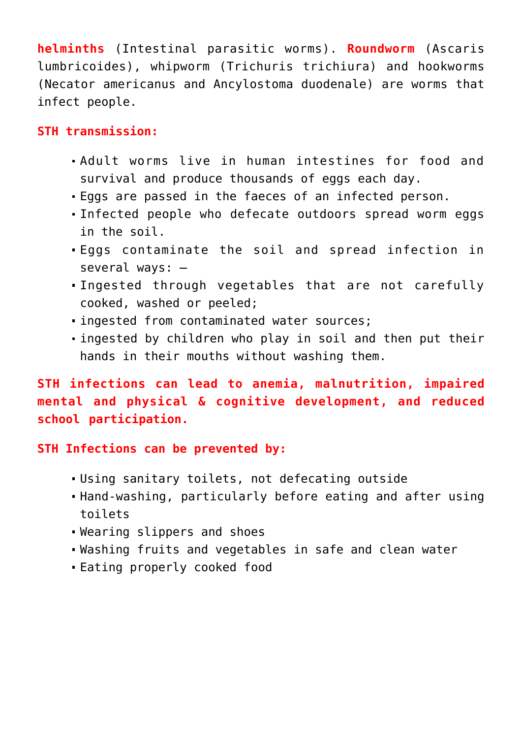**helminths** (Intestinal parasitic worms). **Roundworm** (Ascaris lumbricoides), whipworm (Trichuris trichiura) and hookworms (Necator americanus and Ancylostoma duodenale) are worms that infect people.

**STH transmission:**

- Adult worms live in human intestines for food and survival and produce thousands of eggs each day.
- Eggs are passed in the faeces of an infected person.
- Infected people who defecate outdoors spread worm eggs in the soil.
- Eggs contaminate the soil and spread infection in several ways: –
- Ingested through vegetables that are not carefully cooked, washed or peeled;
- ingested from contaminated water sources;
- ingested by children who play in soil and then put their hands in their mouths without washing them.

**STH infections can lead to anemia, malnutrition, impaired mental and physical & cognitive development, and reduced school participation.**

**STH Infections can be prevented by:**

- Using sanitary toilets, not defecating outside
- Hand-washing, particularly before eating and after using toilets
- Wearing slippers and shoes
- Washing fruits and vegetables in safe and clean water
- Eating properly cooked food